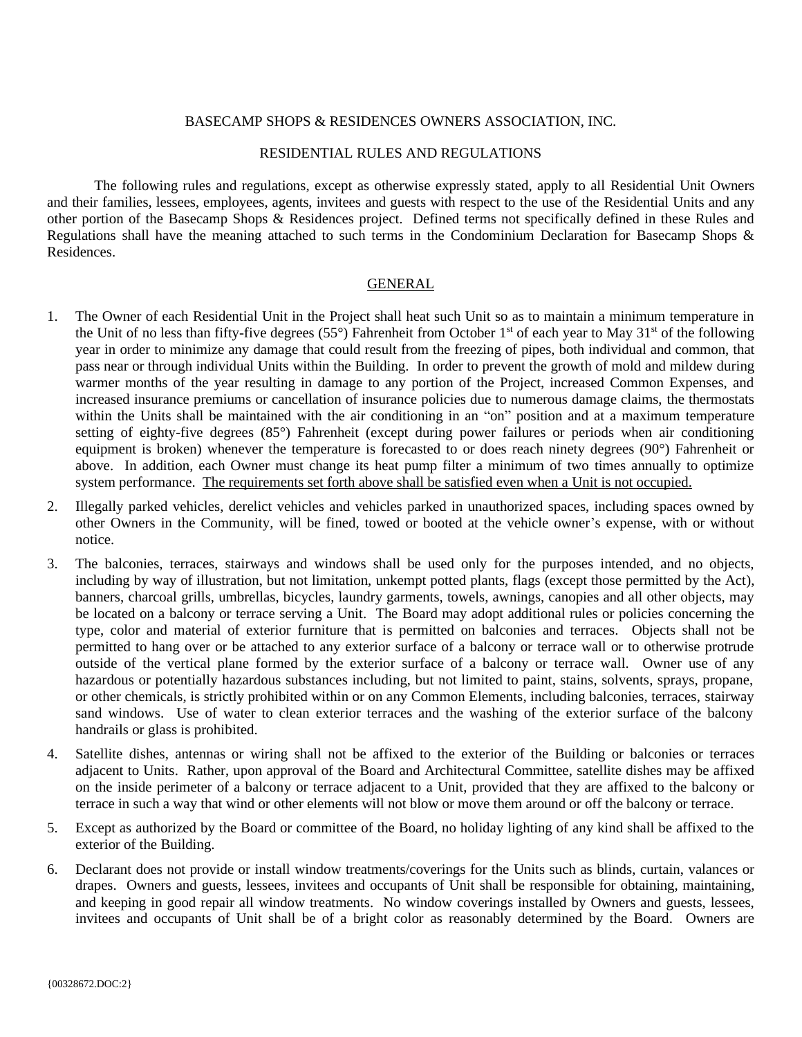BASECAMP SHOPS & RESIDENCES OWNERS ASSOCIATION, INC.

RESIDENTIAL RULES AND REGULATIONS

The following rules and regulations, except as otherwise expressly stated, apply to all Residential Unit Owners and their families, lessees, employees, agents, invitees and guests with respect to the use of the Residential Units and any other portion of the Basecamp Shops & Residences project. Defined terms not specifically defined in these Rules and Regulations shall have the meaning attached to such terms in the Condominium Declaration for Basecamp Shops & Residences.

## GENERAL

1. The Owner of each Residential Unit in the Project shall heat such Unit so as to maintain a minimum temperature in the Unit of no less than fifty-five degrees (55°) Fahrenheit from October 1st of each year to May 31st of the following year in order to minimize any damage that could result from the freezing of pipes, both individual and common, that pass near or through individual Units within the Building. In order to prevent the growth of mold and mildew during warmer months of the year resulting in damage to any portion of the Project, increased Common Expenses, and increased insurance premiums or cancellation of insurance policies due to numerous damage claims, the thermostats within the Units shall be maintained with the air conditioning in an "on" position and at a maximum temperature setting of eighty-five degrees (85°) Fahrenheit (except during power failures or periods when air conditioning equipment is broken) whenever the temperature is forecasted to or does reach ninety degrees (90°) Fahrenheit or above. In addition, each Owner must change its heat pump filter a minimum of two times annually to optimize system performance. <u>The requirements set forth above shall be satisfied even when a Unit is not occupied.</u>

2. Illegally parked vehicles, derelict vehicles and vehicles parked in unauthorized spaces, including spaces owned by other Owners in the Community, will be fined, towed or booted at the vehicle owner's expense, with or without notice.

3. The balconies, terraces, stairways and windows shall be used only for the purposes intended, and no objects, including by way of illustration, but not limitation, unkempt potted plants, flags (except those permitted by the Act), banners, charcoal grills, umbrellas, bicycles, laundry garments, towels, awnings, canopies and all other objects, may be located on a balcony or terrace serving a Unit. The Board may adopt additional rules or policies concerning the type, color and material of exterior furniture that is permitted on balconies and terraces. Objects shall not be permitted to hang over or be attached to any exterior surface of a balcony or terrace wall or to otherwise protrude outside of the vertical plane formed by the exterior surface of a balcony or terrace wall. Owner use of any hazardous or potentially hazardous substances including, but not limited to paint, stains, solvents, sprays, propane, or other chemicals, is strictly prohibited within or on any Common Elements, including balconies, terraces, stairway sand windows. Use of water to clean exterior terraces and the washing of the exterior surface of the balcony handrails or glass is prohibited.

4. Satellite dishes, antennas or wiring shall not be affixed to the exterior of the Building or balconies or terraces adjacent to Units. Rather, upon approval of the Board and Architectural Committee, satellite dishes may be affixed on the inside perimeter of a balcony or terrace adjacent to a Unit, provided that they are affixed to the balcony or terrace in such a way that wind or other elements will not blow or move them around or off the balcony or terrace.

5. Except as authorized by the Board or committee of the Board, no holiday lighting of any kind shall be affixed to the exterior of the Building.

6. Declarant does not provide or install window treatments/coverings for the Units such as blinds, curtain, valances or drapes. Owners and guests, lessees, invitees and occupants of Unit shall be responsible for obtaining, maintaining, and keeping in good repair all window treatments. No window coverings installed by Owners and guests, lessees, invitees and occupants of Unit shall be of a bright color as reasonably determined by the Board. Owners are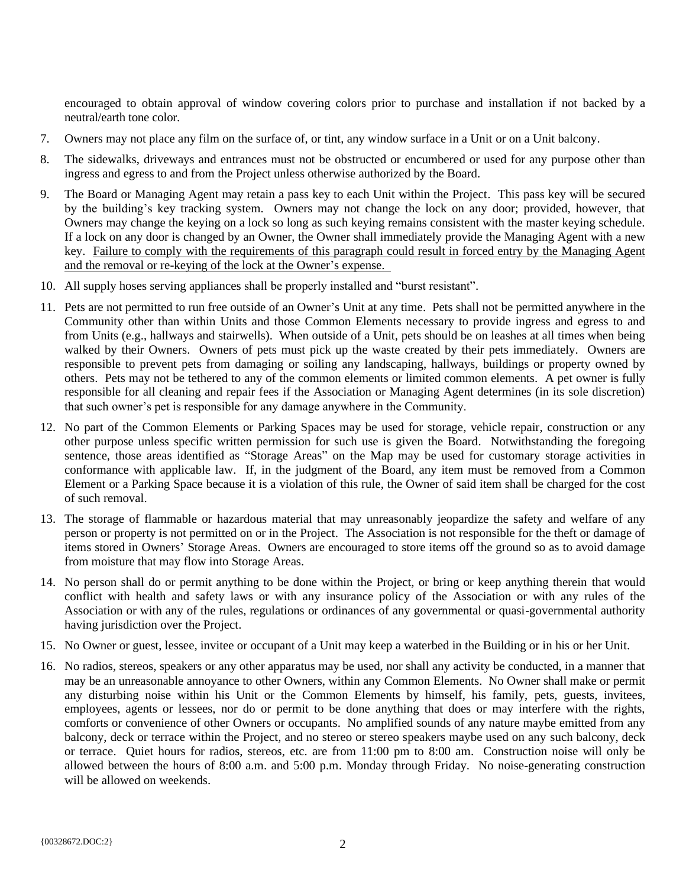encouraged to obtain approval of window covering colors prior to purchase and installation if not backed by a neutral/earth tone color.

7. Owners may not place any film on the surface of, or tint, any window surface in a Unit or on a Unit balcony.

8. The sidewalks, driveways and entrances must not be obstructed or encumbered or used for any purpose other than ingress and egress to and from the Project unless otherwise authorized by the Board.

9. The Board or Managing Agent may retain a pass key to each Unit within the Project. This pass key will be secured by the building's key tracking system. Owners may not change the lock on any door; provided, however, that Owners may change the keying on a lock so long as such keying remains consistent with the master keying schedule. If a lock on any door is changed by an Owner, the Owner shall immediately provide the Managing Agent with a new key. <u>Failure to comply with the requirements of this paragraph could result in forced entry by the Managing Agent and the removal or re-keying of the lock at the Owner's expense.</u>

10. All supply hoses serving appliances shall be properly installed and "burst resistant".

11. Pets are not permitted to run free outside of an Owner's Unit at any time. Pets shall not be permitted anywhere in the Community other than within Units and those Common Elements necessary to provide ingress and egress to and from Units (e.g., hallways and stairwells). When outside of a Unit, pets should be on leashes at all times when being walked by their Owners. Owners of pets must pick up the waste created by their pets immediately. Owners are responsible to prevent pets from damaging or soiling any landscaping, hallways, buildings or property owned by others. Pets may not be tethered to any of the common elements or limited common elements. A pet owner is fully responsible for all cleaning and repair fees if the Association or Managing Agent determines (in its sole discretion) that such owner's pet is responsible for any damage anywhere in the Community.

12. No part of the Common Elements or Parking Spaces may be used for storage, vehicle repair, construction or any other purpose unless specific written permission for such use is given the Board. Notwithstanding the foregoing sentence, those areas identified as "Storage Areas" on the Map may be used for customary storage activities in conformance with applicable law. If, in the judgment of the Board, any item must be removed from a Common Element or a Parking Space because it is a violation of this rule, the Owner of said item shall be charged for the cost of such removal.

13. The storage of flammable or hazardous material that may unreasonably jeopardize the safety and welfare of any person or property is not permitted on or in the Project. The Association is not responsible for the theft or damage of items stored in Owners' Storage Areas. Owners are encouraged to store items off the ground so as to avoid damage from moisture that may flow into Storage Areas.

14. No person shall do or permit anything to be done within the Project, or bring or keep anything therein that would conflict with health and safety laws or with any insurance policy of the Association or with any rules of the Association or with any of the rules, regulations or ordinances of any governmental or quasi-governmental authority having jurisdiction over the Project.

15. No Owner or guest, lessee, invitee or occupant of a Unit may keep a waterbed in the Building or in his or her Unit.

16. No radios, stereos, speakers or any other apparatus may be used, nor shall any activity be conducted, in a manner that may be an unreasonable annoyance to other Owners, within any Common Elements. No Owner shall make or permit any disturbing noise within his Unit or the Common Elements by himself, his family, pets, guests, invitees, employees, agents or lessees, nor do or permit to be done anything that does or may interfere with the rights, comforts or convenience of other Owners or occupants. No amplified sounds of any nature maybe emitted from any balcony, deck or terrace within the Project, and no stereo or stereo speakers maybe used on any such balcony, deck or terrace. Quiet hours for radios, stereos, etc. are from 11:00 pm to 8:00 am. Construction noise will only be allowed between the hours of 8:00 a.m. and 5:00 p.m. Monday through Friday. No noise-generating construction will be allowed on weekends.

{00328672.DOC:2}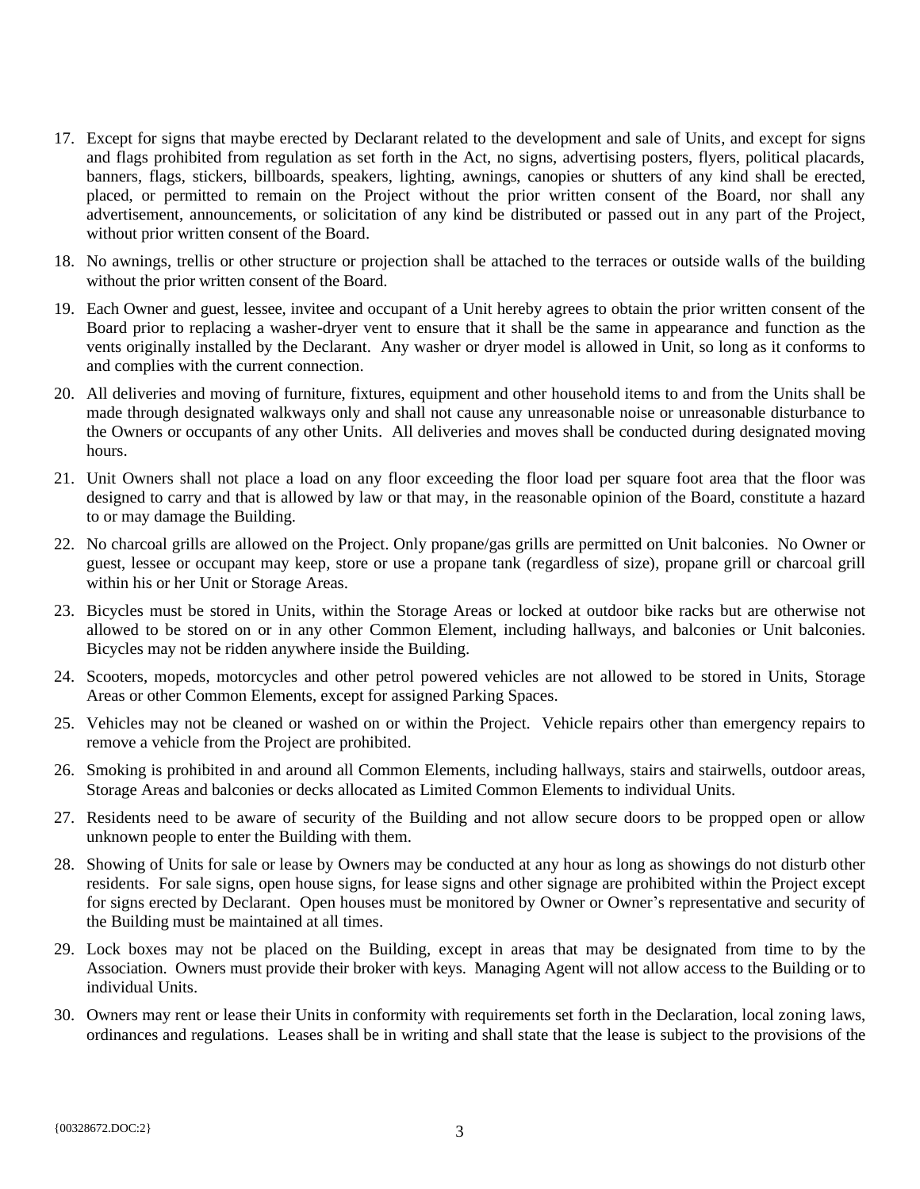17. Except for signs that maybe erected by Declarant related to the development and sale of Units, and except for signs and flags prohibited from regulation as set forth in the Act, no signs, advertising posters, flyers, political placards, banners, flags, stickers, billboards, speakers, lighting, awnings, canopies or shutters of any kind shall be erected, placed, or permitted to remain on the Project without the prior written consent of the Board, nor shall any advertisement, announcements, or solicitation of any kind be distributed or passed out in any part of the Project, without prior written consent of the Board.

18. No awnings, trellis or other structure or projection shall be attached to the terraces or outside walls of the building without the prior written consent of the Board.

19. Each Owner and guest, lessee, invitee and occupant of a Unit hereby agrees to obtain the prior written consent of the Board prior to replacing a washer-dryer vent to ensure that it shall be the same in appearance and function as the vents originally installed by the Declarant. Any washer or dryer model is allowed in Unit, so long as it conforms to and complies with the current connection.

20. All deliveries and moving of furniture, fixtures, equipment and other household items to and from the Units shall be made through designated walkways only and shall not cause any unreasonable noise or unreasonable disturbance to the Owners or occupants of any other Units. All deliveries and moves shall be conducted during designated moving hours.

21. Unit Owners shall not place a load on any floor exceeding the floor load per square foot area that the floor was designed to carry and that is allowed by law or that may, in the reasonable opinion of the Board, constitute a hazard to or may damage the Building.

22. No charcoal grills are allowed on the Project. Only propane/gas grills are permitted on Unit balconies. No Owner or guest, lessee or occupant may keep, store or use a propane tank (regardless of size), propane grill or charcoal grill within his or her Unit or Storage Areas.

23. Bicycles must be stored in Units, within the Storage Areas or locked at outdoor bike racks but are otherwise not allowed to be stored on or in any other Common Element, including hallways, and balconies or Unit balconies. Bicycles may not be ridden anywhere inside the Building.

24. Scooters, mopeds, motorcycles and other petrol powered vehicles are not allowed to be stored in Units, Storage Areas or other Common Elements, except for assigned Parking Spaces.

25. Vehicles may not be cleaned or washed on or within the Project. Vehicle repairs other than emergency repairs to remove a vehicle from the Project are prohibited.

26. Smoking is prohibited in and around all Common Elements, including hallways, stairs and stairwells, outdoor areas, Storage Areas and balconies or decks allocated as Limited Common Elements to individual Units.

27. Residents need to be aware of security of the Building and not allow secure doors to be propped open or allow unknown people to enter the Building with them.

28. Showing of Units for sale or lease by Owners may be conducted at any hour as long as showings do not disturb other residents. For sale signs, open house signs, for lease signs and other signage are prohibited within the Project except for signs erected by Declarant. Open houses must be monitored by Owner or Owner's representative and security of the Building must be maintained at all times.

29. Lock boxes may not be placed on the Building, except in areas that may be designated from time to by the Association. Owners must provide their broker with keys. Managing Agent will not allow access to the Building or to individual Units.

30. Owners may rent or lease their Units in conformity with requirements set forth in the Declaration, local zoning laws, ordinances and regulations. Leases shall be in writing and shall state that the lease is subject to the provisions of the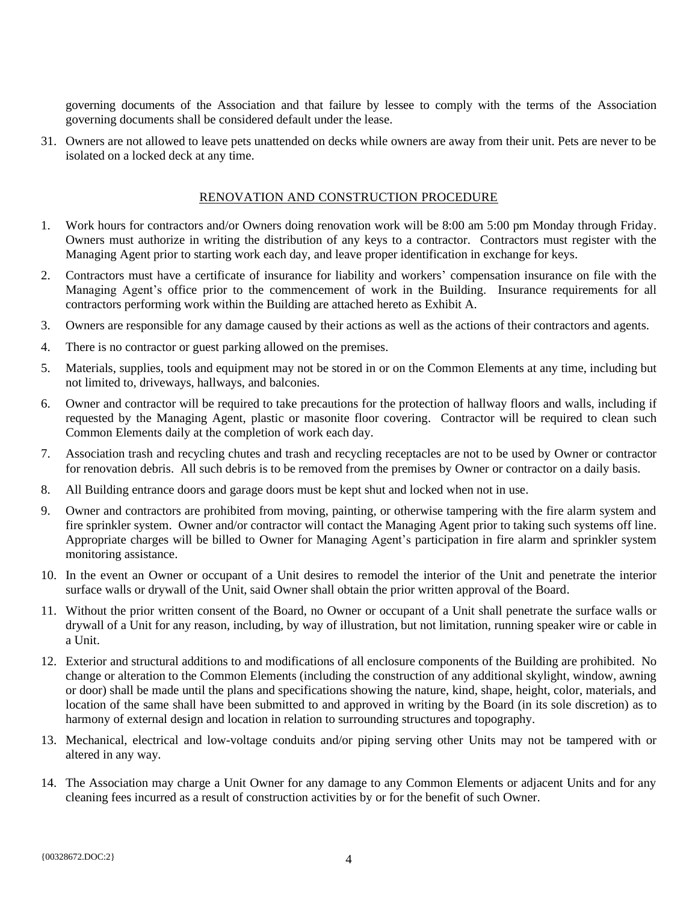governing documents of the Association and that failure by lessee to comply with the terms of the Association governing documents shall be considered default under the lease.

31. Owners are not allowed to leave pets unattended on decks while owners are away from their unit. Pets are never to be isolated on a locked deck at any time.

## RENOVATION AND CONSTRUCTION PROCEDURE

1. Work hours for contractors and/or Owners doing renovation work will be 8:00 am 5:00 pm Monday through Friday. Owners must authorize in writing the distribution of any keys to a contractor. Contractors must register with the Managing Agent prior to starting work each day, and leave proper identification in exchange for keys.
2. Contractors must have a certificate of insurance for liability and workers' compensation insurance on file with the Managing Agent's office prior to the commencement of work in the Building. Insurance requirements for all contractors performing work within the Building are attached hereto as Exhibit A.
3. Owners are responsible for any damage caused by their actions as well as the actions of their contractors and agents.
4. There is no contractor or guest parking allowed on the premises.
5. Materials, supplies, tools and equipment may not be stored in or on the Common Elements at any time, including but not limited to, driveways, hallways, and balconies.
6. Owner and contractor will be required to take precautions for the protection of hallway floors and walls, including if requested by the Managing Agent, plastic or masonite floor covering. Contractor will be required to clean such Common Elements daily at the completion of work each day.
7. Association trash and recycling chutes and trash and recycling receptacles are not to be used by Owner or contractor for renovation debris. All such debris is to be removed from the premises by Owner or contractor on a daily basis.
8. All Building entrance doors and garage doors must be kept shut and locked when not in use.
9. Owner and contractors are prohibited from moving, painting, or otherwise tampering with the fire alarm system and fire sprinkler system. Owner and/or contractor will contact the Managing Agent prior to taking such systems off line. Appropriate charges will be billed to Owner for Managing Agent's participation in fire alarm and sprinkler system monitoring assistance.
10. In the event an Owner or occupant of a Unit desires to remodel the interior of the Unit and penetrate the interior surface walls or drywall of the Unit, said Owner shall obtain the prior written approval of the Board.
11. Without the prior written consent of the Board, no Owner or occupant of a Unit shall penetrate the surface walls or drywall of a Unit for any reason, including, by way of illustration, but not limitation, running speaker wire or cable in a Unit.
12. Exterior and structural additions to and modifications of all enclosure components of the Building are prohibited. No change or alteration to the Common Elements (including the construction of any additional skylight, window, awning or door) shall be made until the plans and specifications showing the nature, kind, shape, height, color, materials, and location of the same shall have been submitted to and approved in writing by the Board (in its sole discretion) as to harmony of external design and location in relation to surrounding structures and topography.
13. Mechanical, electrical and low-voltage conduits and/or piping serving other Units may not be tampered with or altered in any way.
14. The Association may charge a Unit Owner for any damage to any Common Elements or adjacent Units and for any cleaning fees incurred as a result of construction activities by or for the benefit of such Owner.

{00328672.DOC:2}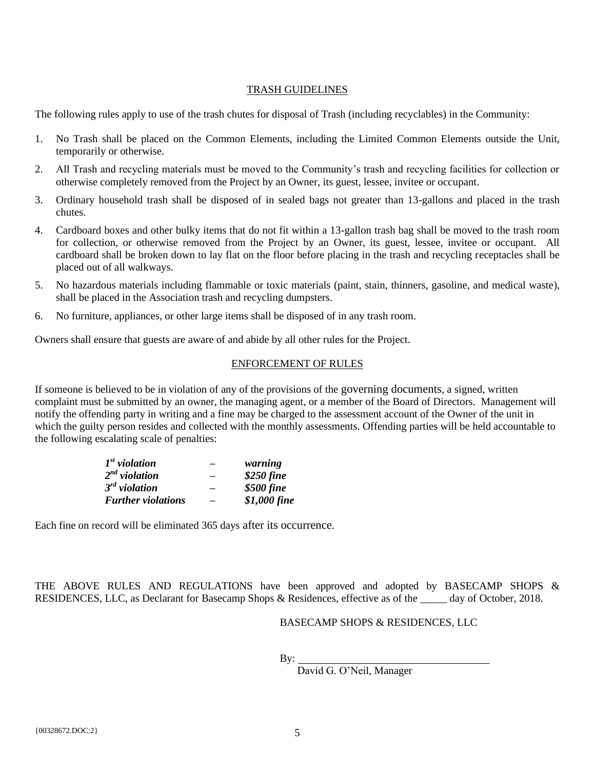## TRASH GUIDELINES

The following rules apply to use of the trash chutes for disposal of Trash (including recyclables) in the Community:

1. No Trash shall be placed on the Common Elements, including the Limited Common Elements outside the Unit, temporarily or otherwise.
2. All Trash and recycling materials must be moved to the Community's trash and recycling facilities for collection or otherwise completely removed from the Project by an Owner, its guest, lessee, invitee or occupant.
3. Ordinary household trash shall be disposed of in sealed bags not greater than 13-gallons and placed in the trash chutes.
4. Cardboard boxes and other bulky items that do not fit within a 13-gallon trash bag shall be moved to the trash room for collection, or otherwise removed from the Project by an Owner, its guest, lessee, invitee or occupant. All cardboard shall be broken down to lay flat on the floor before placing in the trash and recycling receptacles shall be placed out of all walkways.
5. No hazardous materials including flammable or toxic materials (paint, stain, thinners, gasoline, and medical waste), shall be placed in the Association trash and recycling dumpsters.
6. No furniture, appliances, or other large items shall be disposed of in any trash room.

Owners shall ensure that guests are aware of and abide by all other rules for the Project.

## ENFORCEMENT OF RULES

If someone is believed to be in violation of any of the provisions of the governing documents, a signed, written complaint must be submitted by an owner, the managing agent, or a member of the Board of Directors. Management will notify the offending party in writing and a fine may be charged to the assessment account of the Owner of the unit in which the guilty person resides and collected with the monthly assessments. Offending parties will be held accountable to the following escalating scale of penalties:

***1st violation*** – ***warning***
***2nd violation*** – ***$250 fine***
***3rd violation*** – ***$500 fine***
***Further violations*** – ***$1,000 fine***

Each fine on record will be eliminated 365 days after its occurrence.

THE ABOVE RULES AND REGULATIONS have been approved and adopted by BASECAMP SHOPS & RESIDENCES, LLC, as Declarant for Basecamp Shops & Residences, effective as of the _____ day of October, 2018.

BASECAMP SHOPS & RESIDENCES, LLC

By: ____________________________________
David G. O'Neil, Manager

{00328672.DOC:2}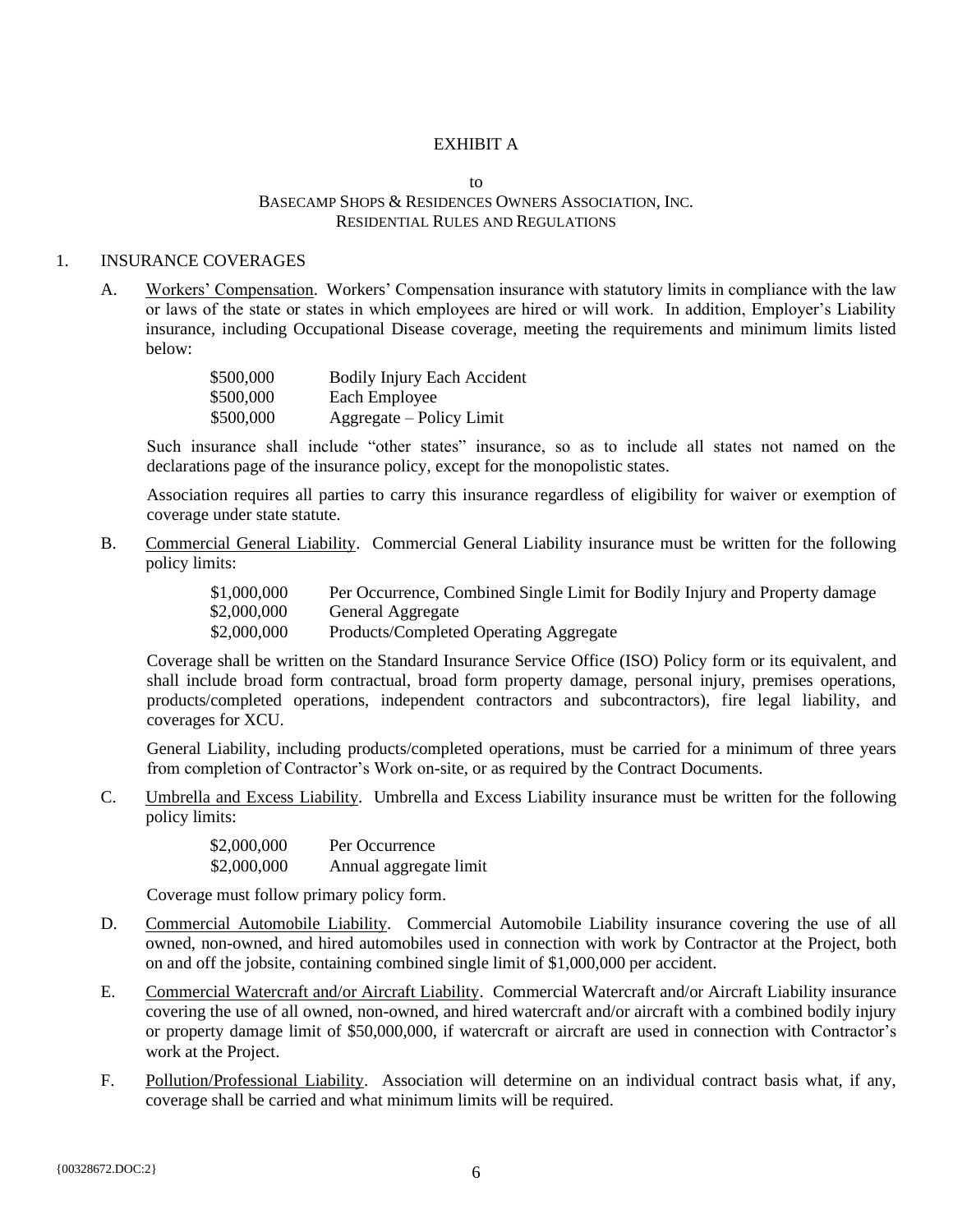EXHIBIT A

to

BASECAMP SHOPS & RESIDENCES OWNERS ASSOCIATION, INC.
RESIDENTIAL RULES AND REGULATIONS

1. INSURANCE COVERAGES

A. Workers' Compensation. Workers' Compensation insurance with statutory limits in compliance with the law or laws of the state or states in which employees are hired or will work. In addition, Employer's Liability insurance, including Occupational Disease coverage, meeting the requirements and minimum limits listed below:

| | |
|---|---|
| \$500,000 | Bodily Injury Each Accident |
| \$500,000 | Each Employee |
| \$500,000 | Aggregate – Policy Limit |

Such insurance shall include "other states" insurance, so as to include all states not named on the declarations page of the insurance policy, except for the monopolistic states.

Association requires all parties to carry this insurance regardless of eligibility for waiver or exemption of coverage under state statute.

B. Commercial General Liability. Commercial General Liability insurance must be written for the following policy limits:

| | |
|---|---|
| \$1,000,000 | Per Occurrence, Combined Single Limit for Bodily Injury and Property damage |
| \$2,000,000 | General Aggregate |
| \$2,000,000 | Products/Completed Operating Aggregate |

Coverage shall be written on the Standard Insurance Service Office (ISO) Policy form or its equivalent, and shall include broad form contractual, broad form property damage, personal injury, premises operations, products/completed operations, independent contractors and subcontractors), fire legal liability, and coverages for XCU.

General Liability, including products/completed operations, must be carried for a minimum of three years from completion of Contractor's Work on-site, or as required by the Contract Documents.

C. Umbrella and Excess Liability. Umbrella and Excess Liability insurance must be written for the following policy limits:

| | |
|---|---|
| \$2,000,000 | Per Occurrence |
| \$2,000,000 | Annual aggregate limit |

Coverage must follow primary policy form.

D. Commercial Automobile Liability. Commercial Automobile Liability insurance covering the use of all owned, non-owned, and hired automobiles used in connection with work by Contractor at the Project, both on and off the jobsite, containing combined single limit of \$1,000,000 per accident.

E. Commercial Watercraft and/or Aircraft Liability. Commercial Watercraft and/or Aircraft Liability insurance covering the use of all owned, non-owned, and hired watercraft and/or aircraft with a combined bodily injury or property damage limit of \$50,000,000, if watercraft or aircraft are used in connection with Contractor's work at the Project.

F. Pollution/Professional Liability. Association will determine on an individual contract basis what, if any, coverage shall be carried and what minimum limits will be required.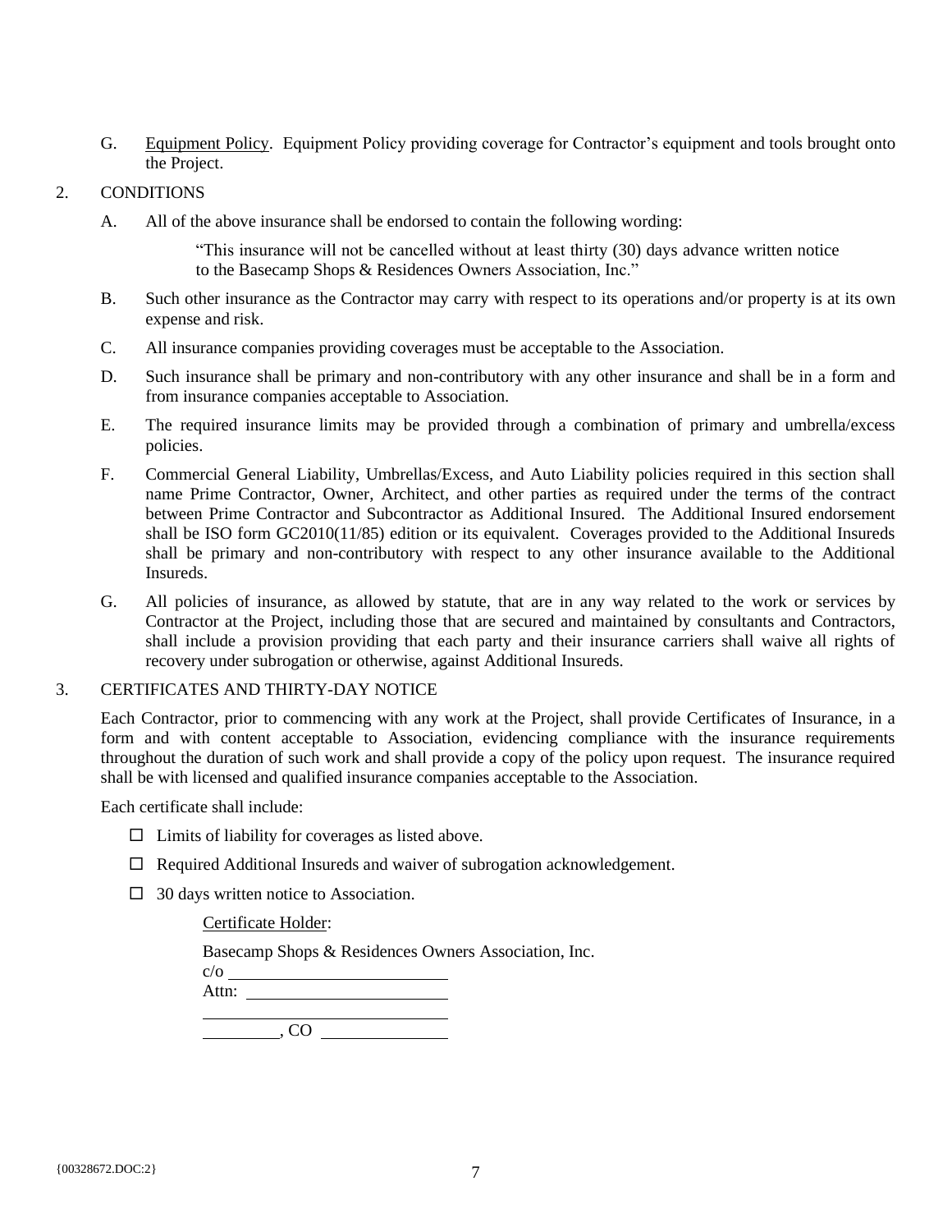G. Equipment Policy. Equipment Policy providing coverage for Contractor's equipment and tools brought onto the Project.

2. CONDITIONS

A. All of the above insurance shall be endorsed to contain the following wording:

> "This insurance will not be cancelled without at least thirty (30) days advance written notice to the Basecamp Shops & Residences Owners Association, Inc."

B. Such other insurance as the Contractor may carry with respect to its operations and/or property is at its own expense and risk.

C. All insurance companies providing coverages must be acceptable to the Association.

D. Such insurance shall be primary and non-contributory with any other insurance and shall be in a form and from insurance companies acceptable to Association.

E. The required insurance limits may be provided through a combination of primary and umbrella/excess policies.

F. Commercial General Liability, Umbrellas/Excess, and Auto Liability policies required in this section shall name Prime Contractor, Owner, Architect, and other parties as required under the terms of the contract between Prime Contractor and Subcontractor as Additional Insured. The Additional Insured endorsement shall be ISO form GC2010(11/85) edition or its equivalent. Coverages provided to the Additional Insureds shall be primary and non-contributory with respect to any other insurance available to the Additional Insureds.

G. All policies of insurance, as allowed by statute, that are in any way related to the work or services by Contractor at the Project, including those that are secured and maintained by consultants and Contractors, shall include a provision providing that each party and their insurance carriers shall waive all rights of recovery under subrogation or otherwise, against Additional Insureds.

3. CERTIFICATES AND THIRTY-DAY NOTICE

Each Contractor, prior to commencing with any work at the Project, shall provide Certificates of Insurance, in a form and with content acceptable to Association, evidencing compliance with the insurance requirements throughout the duration of such work and shall provide a copy of the policy upon request. The insurance required shall be with licensed and qualified insurance companies acceptable to the Association.

Each certificate shall include:

- ☐ Limits of liability for coverages as listed above.
- ☐ Required Additional Insureds and waiver of subrogation acknowledgement.
- ☐ 30 days written notice to Association.

Certificate Holder:

Basecamp Shops & Residences Owners Association, Inc.
c/o ______________________
Attn: ______________________
__________________________
__________, CO ______________